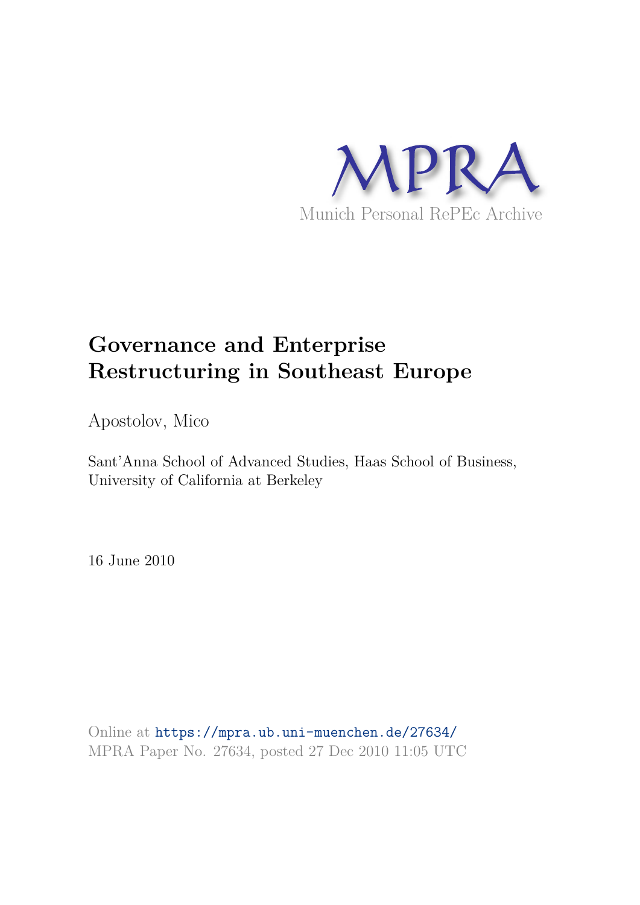MPRA

Munich Personal RePEc Archive

# Governance and Enterprise Restructuring in Southeast Europe

Apostolov, Mico

Sant'Anna School of Advanced Studies, Haas School of Business, University of California at Berkeley

16 June 2010

Online at https://mpra.ub.uni-muenchen.de/27634/
MPRA Paper No. 27634, posted 27 Dec 2010 11:05 UTC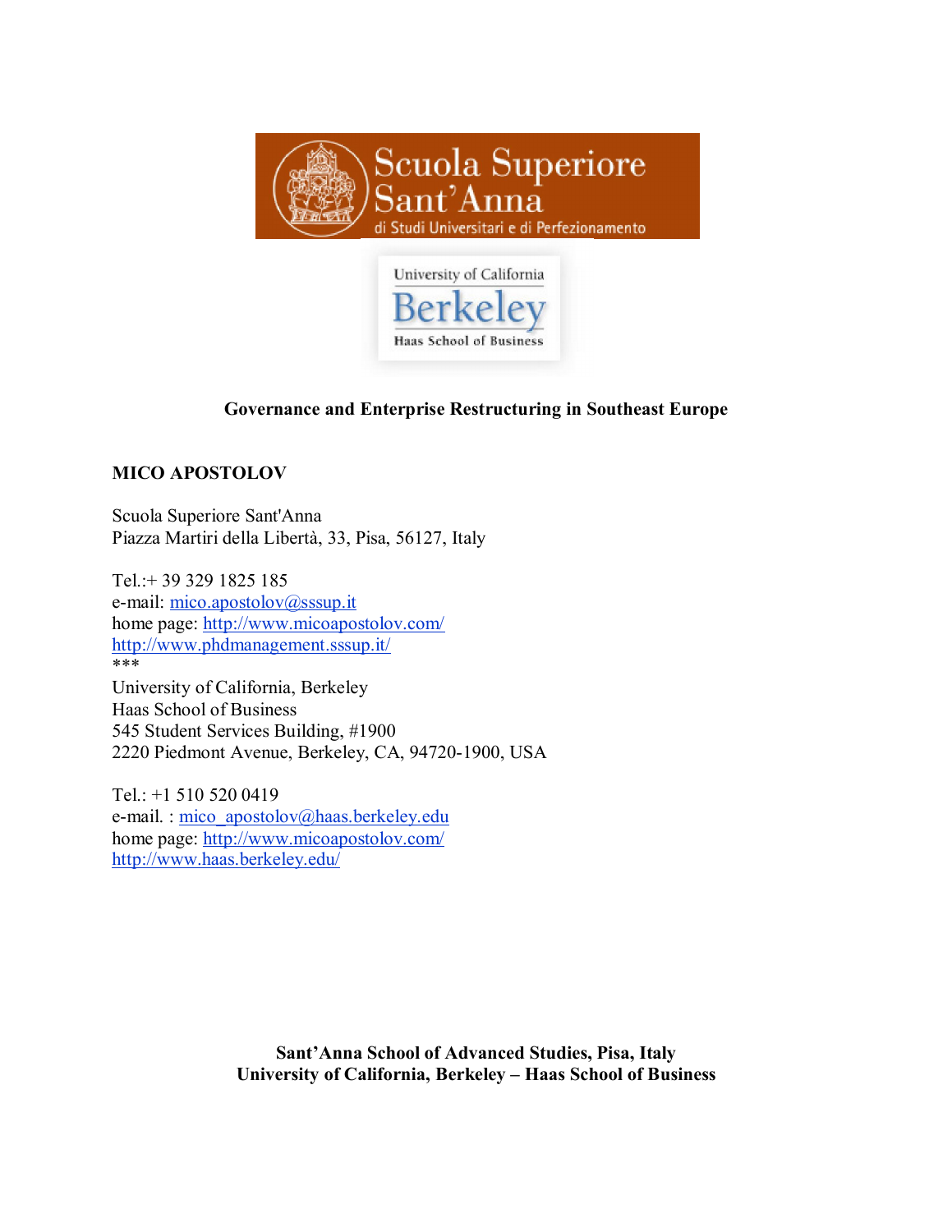Scuola Superiore Sant'Anna
di Studi Universitari e di Perfezionamento

University of California
Berkeley
Haas School of Business

**Governance and Enterprise Restructuring in Southeast Europe**

**MICO APOSTOLOV**

Scuola Superiore Sant'Anna
Piazza Martiri della Libertà, 33, Pisa, 56127, Italy

Tel.:+ 39 329 1825 185
e-mail: mico.apostolov@sssup.it
home page: http://www.micoapostolov.com/
http://www.phdmanagement.sssup.it/
***
University of California, Berkeley
Haas School of Business
545 Student Services Building, #1900
2220 Piedmont Avenue, Berkeley, CA, 94720-1900, USA

Tel.: +1 510 520 0419
e-mail. : mico_apostolov@haas.berkeley.edu
home page: http://www.micoapostolov.com/
http://www.haas.berkeley.edu/

**Sant'Anna School of Advanced Studies, Pisa, Italy**
**University of California, Berkeley – Haas School of Business**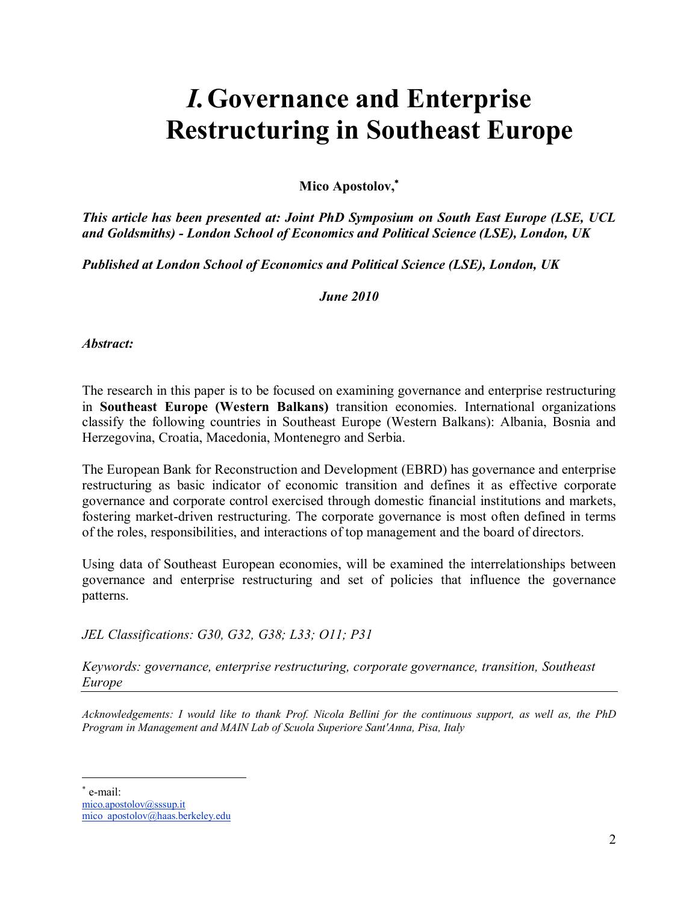# *I.* Governance and Enterprise Restructuring in Southeast Europe

**Mico Apostolov,[*]**

***This article has been presented at: Joint PhD Symposium on South East Europe (LSE, UCL and Goldsmiths) - London School of Economics and Political Science (LSE), London, UK***

***Published at London School of Economics and Political Science (LSE), London, UK***

***June 2010***

***Abstract:***

The research in this paper is to be focused on examining governance and enterprise restructuring in **Southeast Europe (Western Balkans)** transition economies. International organizations classify the following countries in Southeast Europe (Western Balkans): Albania, Bosnia and Herzegovina, Croatia, Macedonia, Montenegro and Serbia.

The European Bank for Reconstruction and Development (EBRD) has governance and enterprise restructuring as basic indicator of economic transition and defines it as effective corporate governance and corporate control exercised through domestic financial institutions and markets, fostering market-driven restructuring. The corporate governance is most often defined in terms of the roles, responsibilities, and interactions of top management and the board of directors.

Using data of Southeast European economies, will be examined the interrelationships between governance and enterprise restructuring and set of policies that influence the governance patterns.

*JEL Classifications: G30, G32, G38; L33; O11; P31*

*Keywords: governance, enterprise restructuring, corporate governance, transition, Southeast Europe*

---

*Acknowledgements: I would like to thank Prof. Nicola Bellini for the continuous support, as well as, the PhD Program in Management and MAIN Lab of Scuola Superiore Sant'Anna, Pisa, Italy*

[*] e-mail:
mico.apostolov@sssup.it
mico_apostolov@haas.berkeley.edu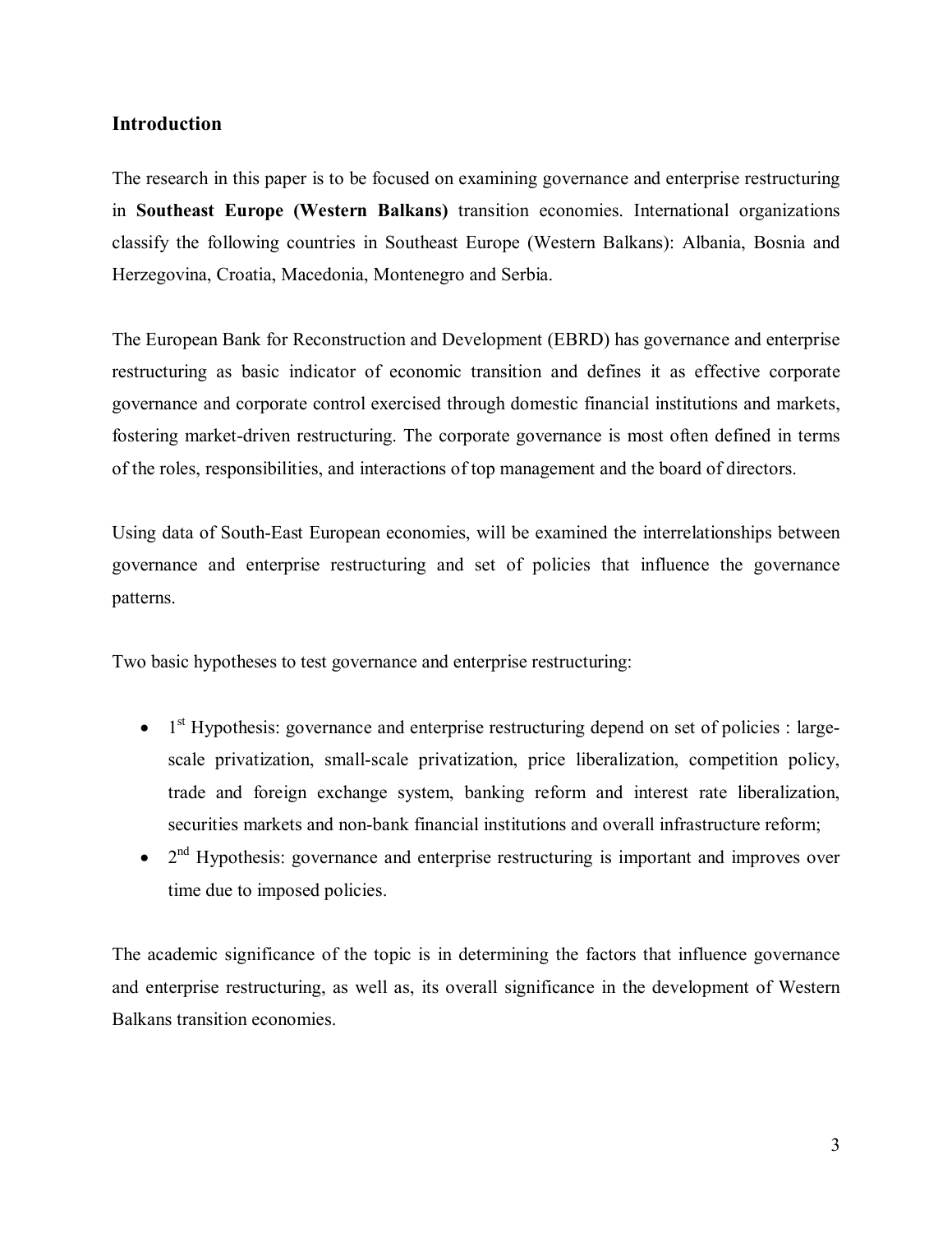## Introduction

The research in this paper is to be focused on examining governance and enterprise restructuring in **Southeast Europe (Western Balkans)** transition economies. International organizations classify the following countries in Southeast Europe (Western Balkans): Albania, Bosnia and Herzegovina, Croatia, Macedonia, Montenegro and Serbia.

The European Bank for Reconstruction and Development (EBRD) has governance and enterprise restructuring as basic indicator of economic transition and defines it as effective corporate governance and corporate control exercised through domestic financial institutions and markets, fostering market-driven restructuring. The corporate governance is most often defined in terms of the roles, responsibilities, and interactions of top management and the board of directors.

Using data of South-East European economies, will be examined the interrelationships between governance and enterprise restructuring and set of policies that influence the governance patterns.

Two basic hypotheses to test governance and enterprise restructuring:

- 1st Hypothesis: governance and enterprise restructuring depend on set of policies : large-scale privatization, small-scale privatization, price liberalization, competition policy, trade and foreign exchange system, banking reform and interest rate liberalization, securities markets and non-bank financial institutions and overall infrastructure reform;
- 2nd Hypothesis: governance and enterprise restructuring is important and improves over time due to imposed policies.

The academic significance of the topic is in determining the factors that influence governance and enterprise restructuring, as well as, its overall significance in the development of Western Balkans transition economies.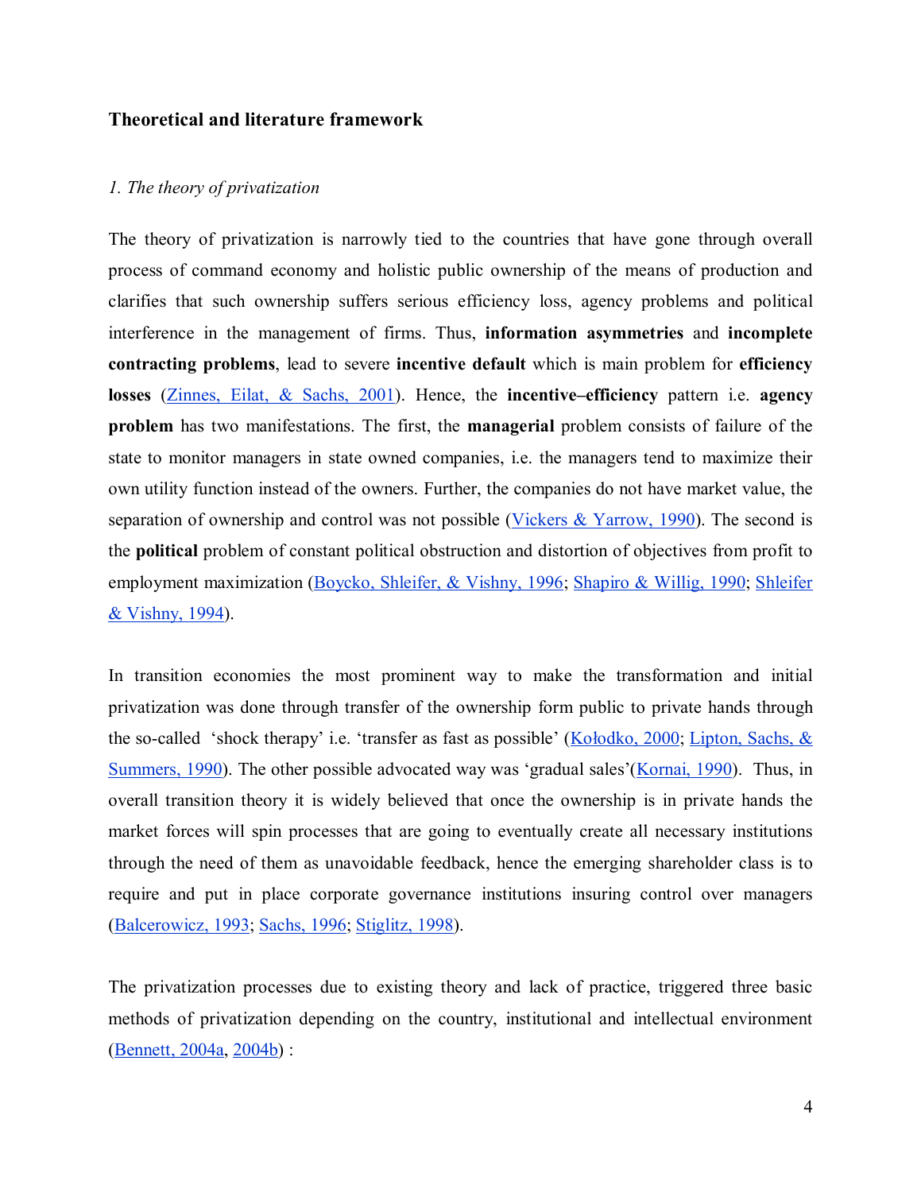## Theoretical and literature framework

### *1. The theory of privatization*

The theory of privatization is narrowly tied to the countries that have gone through overall process of command economy and holistic public ownership of the means of production and clarifies that such ownership suffers serious efficiency loss, agency problems and political interference in the management of firms. Thus, **information asymmetries** and **incomplete contracting problems**, lead to severe **incentive default** which is main problem for **efficiency losses** (Zinnes, Eilat, & Sachs, 2001). Hence, the **incentive–efficiency** pattern i.e. **agency problem** has two manifestations. The first, the **managerial** problem consists of failure of the state to monitor managers in state owned companies, i.e. the managers tend to maximize their own utility function instead of the owners. Further, the companies do not have market value, the separation of ownership and control was not possible (Vickers & Yarrow, 1990). The second is the **political** problem of constant political obstruction and distortion of objectives from profit to employment maximization (Boycko, Shleifer, & Vishny, 1996; Shapiro & Willig, 1990; Shleifer & Vishny, 1994).

In transition economies the most prominent way to make the transformation and initial privatization was done through transfer of the ownership form public to private hands through the so-called 'shock therapy' i.e. 'transfer as fast as possible' (Kołodko, 2000; Lipton, Sachs, & Summers, 1990). The other possible advocated way was 'gradual sales'(Kornai, 1990). Thus, in overall transition theory it is widely believed that once the ownership is in private hands the market forces will spin processes that are going to eventually create all necessary institutions through the need of them as unavoidable feedback, hence the emerging shareholder class is to require and put in place corporate governance institutions insuring control over managers (Balcerowicz, 1993; Sachs, 1996; Stiglitz, 1998).

The privatization processes due to existing theory and lack of practice, triggered three basic methods of privatization depending on the country, institutional and intellectual environment (Bennett, 2004a, 2004b) :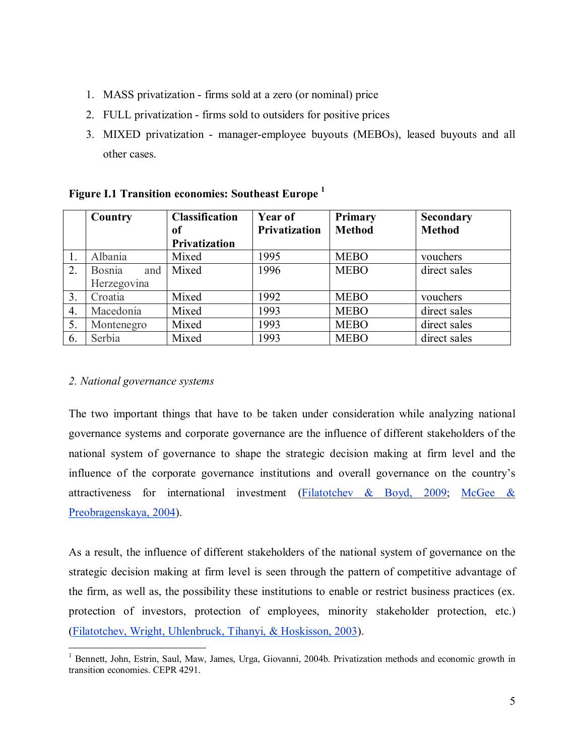1. MASS privatization - firms sold at a zero (or nominal) price
2. FULL privatization - firms sold to outsiders for positive prices
3. MIXED privatization - manager-employee buyouts (MEBOs), leased buyouts and all other cases.

**Figure I.1 Transition economies: Southeast Europe** [1]

| | Country | Classification of Privatization | Year of Privatization | Primary Method | Secondary Method |
|---|---|---|---|---|---|
| 1. | Albania | Mixed | 1995 | MEBO | vouchers |
| 2. | Bosnia and Herzegovina | Mixed | 1996 | MEBO | direct sales |
| 3. | Croatia | Mixed | 1992 | MEBO | vouchers |
| 4. | Macedonia | Mixed | 1993 | MEBO | direct sales |
| 5. | Montenegro | Mixed | 1993 | MEBO | direct sales |
| 6. | Serbia | Mixed | 1993 | MEBO | direct sales |

*2. National governance systems*

The two important things that have to be taken under consideration while analyzing national governance systems and corporate governance are the influence of different stakeholders of the national system of governance to shape the strategic decision making at firm level and the influence of the corporate governance institutions and overall governance on the country's attractiveness for international investment (Filatotchev & Boyd, 2009; McGee & Preobragenskaya, 2004).

As a result, the influence of different stakeholders of the national system of governance on the strategic decision making at firm level is seen through the pattern of competitive advantage of the firm, as well as, the possibility these institutions to enable or restrict business practices (ex. protection of investors, protection of employees, minority stakeholder protection, etc.) (Filatotchev, Wright, Uhlenbruck, Tihanyi, & Hoskisson, 2003).

[1] Bennett, John, Estrin, Saul, Maw, James, Urga, Giovanni, 2004b. Privatization methods and economic growth in transition economies. CEPR 4291.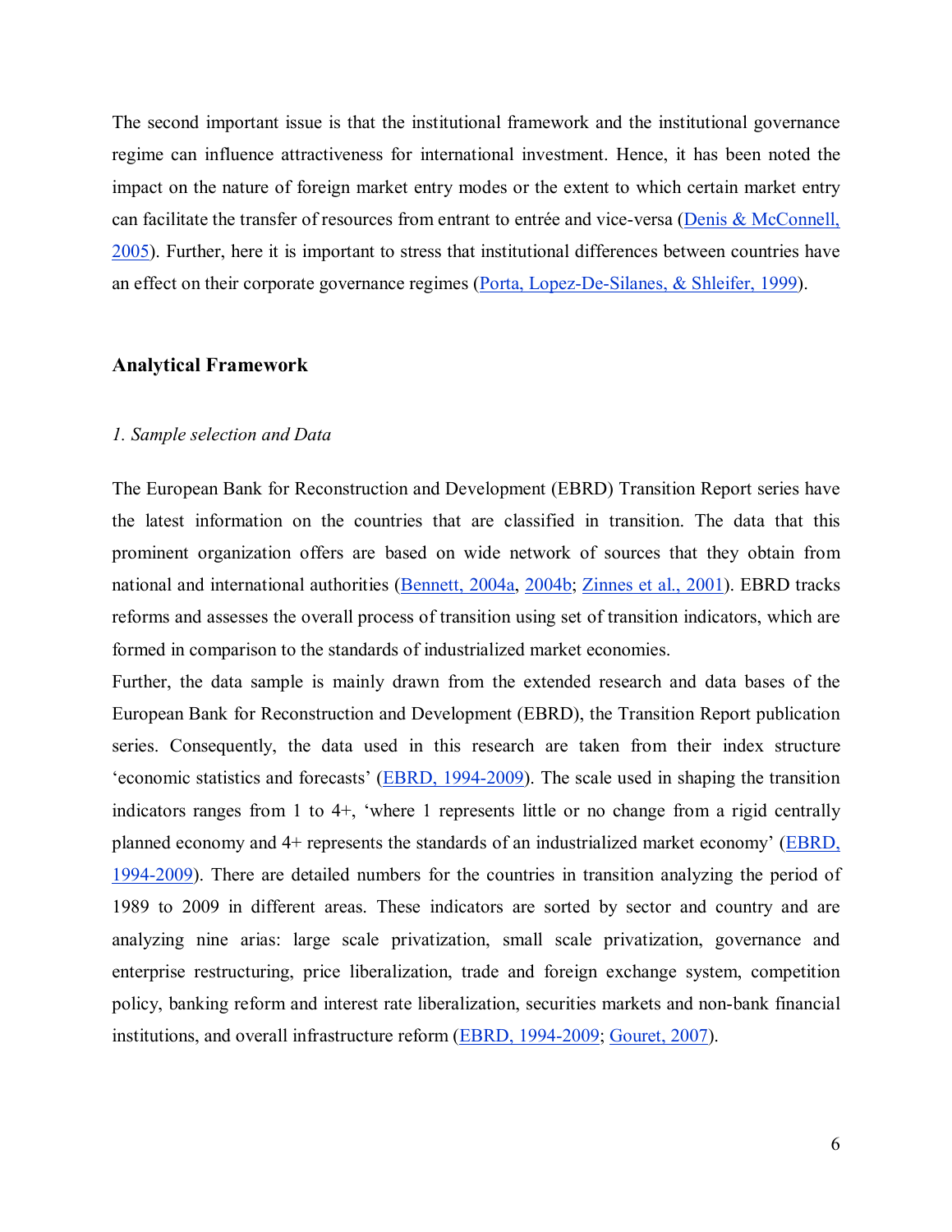The second important issue is that the institutional framework and the institutional governance regime can influence attractiveness for international investment. Hence, it has been noted the impact on the nature of foreign market entry modes or the extent to which certain market entry can facilitate the transfer of resources from entrant to entrée and vice-versa (Denis & McConnell, 2005). Further, here it is important to stress that institutional differences between countries have an effect on their corporate governance regimes (Porta, Lopez-De-Silanes, & Shleifer, 1999).

## Analytical Framework

### *1. Sample selection and Data*

The European Bank for Reconstruction and Development (EBRD) Transition Report series have the latest information on the countries that are classified in transition. The data that this prominent organization offers are based on wide network of sources that they obtain from national and international authorities (Bennett, 2004a, 2004b; Zinnes et al., 2001). EBRD tracks reforms and assesses the overall process of transition using set of transition indicators, which are formed in comparison to the standards of industrialized market economies.

Further, the data sample is mainly drawn from the extended research and data bases of the European Bank for Reconstruction and Development (EBRD), the Transition Report publication series. Consequently, the data used in this research are taken from their index structure 'economic statistics and forecasts' (EBRD, 1994-2009). The scale used in shaping the transition indicators ranges from 1 to 4+, 'where 1 represents little or no change from a rigid centrally planned economy and 4+ represents the standards of an industrialized market economy' (EBRD, 1994-2009). There are detailed numbers for the countries in transition analyzing the period of 1989 to 2009 in different areas. These indicators are sorted by sector and country and are analyzing nine arias: large scale privatization, small scale privatization, governance and enterprise restructuring, price liberalization, trade and foreign exchange system, competition policy, banking reform and interest rate liberalization, securities markets and non-bank financial institutions, and overall infrastructure reform (EBRD, 1994-2009; Gouret, 2007).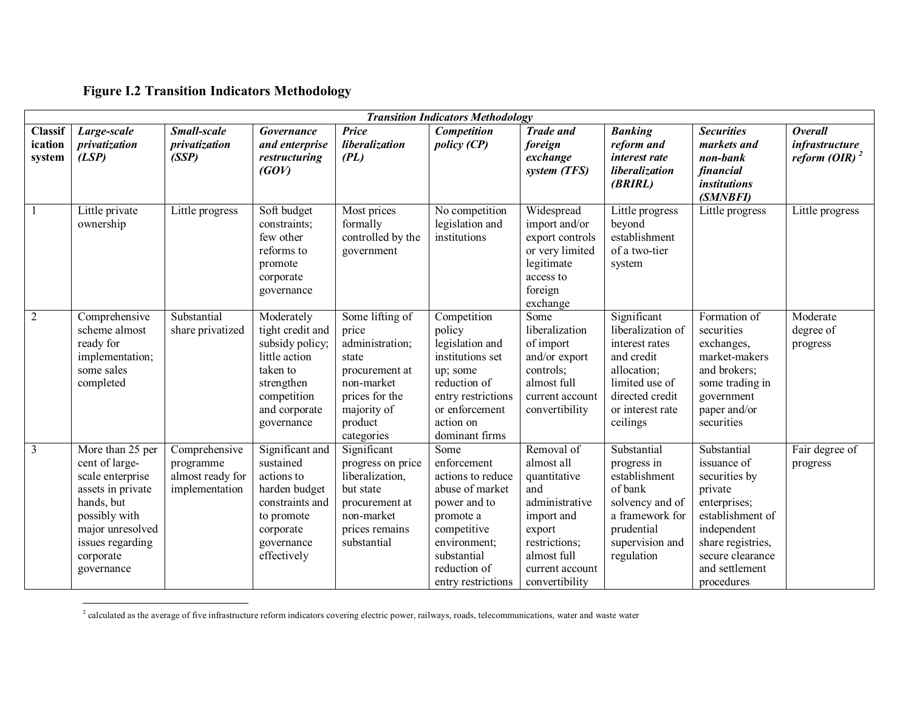# Figure I.2 Transition Indicators Methodology

| *Transition Indicators Methodology* | | | | | | | | | |
|---|---|---|---|---|---|---|---|---|---|
| **Classification system** | ***Large-scale privatization (LSP)*** | ***Small-scale privatization (SSP)*** | ***Governance and enterprise restructuring (GOV)*** | ***Price liberalization (PL)*** | ***Competition policy (CP)*** | ***Trade and foreign exchange system (TFS)*** | ***Banking reform and interest rate liberalization (BRIRL)*** | ***Securities markets and non-bank financial institutions (SMNBFI)*** | ***Overall infrastructure reform (OIR)*** [2] |
| 1 | Little private ownership | Little progress | Soft budget constraints; few other reforms to promote corporate governance | Most prices formally controlled by the government | No competition legislation and institutions | Widespread import and/or export controls or very limited legitimate access to foreign exchange | Little progress beyond establishment of a two-tier system | Little progress | Little progress |
| 2 | Comprehensive scheme almost ready for implementation; some sales completed | Substantial share privatized | Moderately tight credit and subsidy policy; little action taken to strengthen competition and corporate governance | Some lifting of price administration; state procurement at non-market prices for the majority of product categories | Competition policy legislation and institutions set up; some reduction of entry restrictions or enforcement action on dominant firms | Some liberalization of import and/or export controls; almost full current account convertibility | Significant liberalization of interest rates and credit allocation; limited use of directed credit or interest rate ceilings | Formation of securities exchanges, market-makers and brokers; some trading in government paper and/or securities | Moderate degree of progress |
| 3 | More than 25 per cent of large-scale enterprise assets in private hands, but possibly with major unresolved issues regarding corporate governance | Comprehensive programme almost ready for implementation | Significant and sustained actions to harden budget constraints and to promote corporate governance effectively | Significant progress on price liberalization, but state procurement at non-market prices remains substantial | Some enforcement actions to reduce abuse of market power and to promote a competitive environment; substantial reduction of entry restrictions | Removal of almost all quantitative and administrative import and export restrictions; almost full current account convertibility | Substantial progress in establishment of bank solvency and of a framework for prudential supervision and regulation | Substantial issuance of securities by private enterprises; establishment of independent share registries, secure clearance and settlement procedures | Fair degree of progress |

[2] calculated as the average of five infrastructure reform indicators covering electric power, railways, roads, telecommunications, water and waste water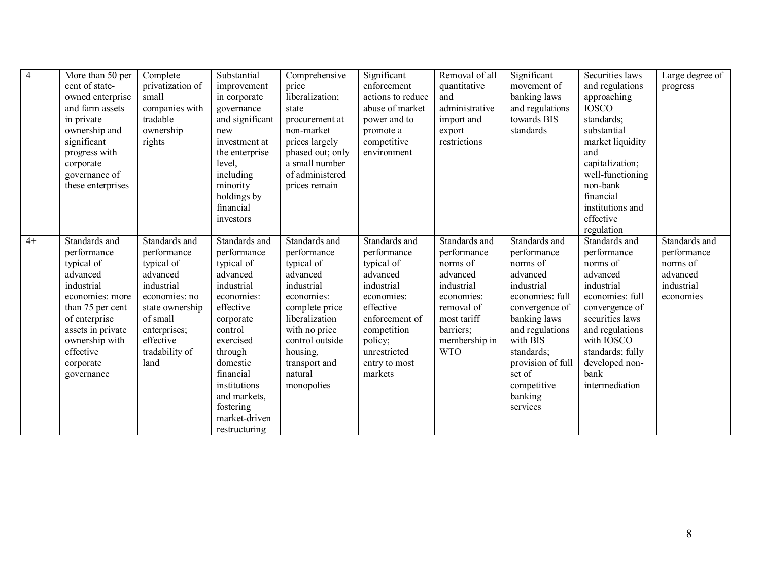| 4 | More than 50 per cent of state-owned enterprise and farm assets in private ownership and significant progress with corporate governance of these enterprises | Complete privatization of small companies with tradable ownership rights | Substantial improvement in corporate governance and significant new investment at the enterprise level, including minority holdings by financial investors | Comprehensive price liberalization; state procurement at non-market prices largely phased out; only a small number of administered prices remain | Significant enforcement actions to reduce abuse of market power and to promote a competitive environment | Removal of all quantitative and administrative import and export restrictions | Significant movement of banking laws and regulations towards BIS standards | Securities laws and regulations approaching IOSCO standards; substantial market liquidity and capitalization; well-functioning non-bank financial institutions and effective regulation | Large degree of progress |
|---|---|---|---|---|---|---|---|---|---|
| 4+ | Standards and performance typical of advanced industrial economies: more than 75 per cent of enterprise assets in private ownership with effective corporate governance | Standards and performance typical of advanced industrial economies: no state ownership of small enterprises; effective tradability of land | Standards and performance typical of advanced industrial economies: effective corporate control exercised through domestic financial institutions and markets, fostering market-driven restructuring | Standards and performance typical of advanced industrial economies: complete price liberalization with no price control outside housing, transport and natural monopolies | Standards and performance typical of advanced industrial economies: effective enforcement of competition policy; unrestricted entry to most markets | Standards and performance norms of advanced industrial economies: removal of most tariff barriers; membership in WTO | Standards and performance norms of advanced industrial economies: full convergence of banking laws and regulations with BIS standards; provision of full set of competitive banking services | Standards and performance norms of advanced industrial economies: full convergence of securities laws and regulations with IOSCO standards; fully developed non-bank intermediation | Standards and performance norms of advanced industrial economies |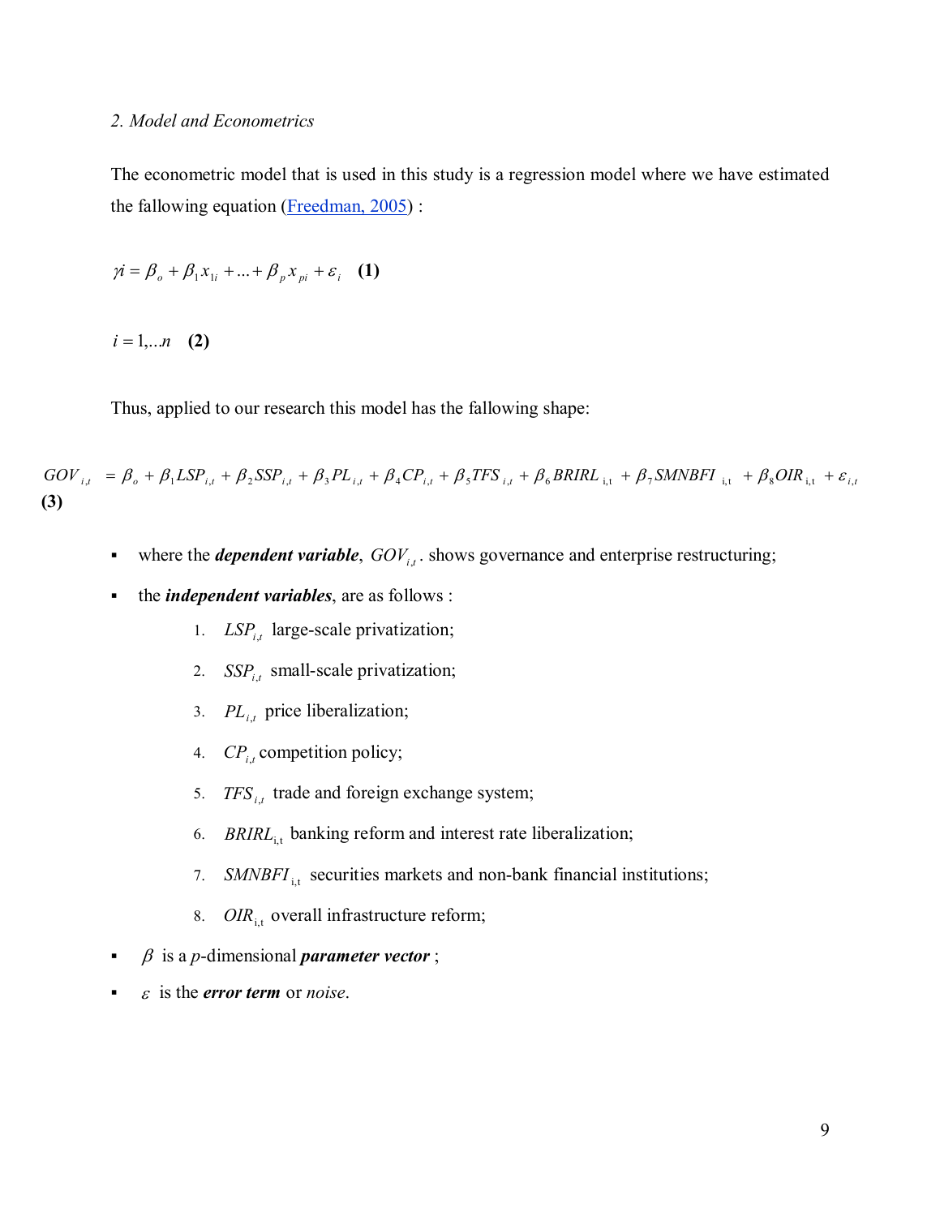*2. Model and Econometrics*

The econometric model that is used in this study is a regression model where we have estimated the fallowing equation (Freedman, 2005) :

$$yi = \beta_o + \beta_1 x_{1i} + ... + \beta_p x_{pi} + \varepsilon_i \quad \textbf{(1)}$$

$$i = 1,...n \quad \textbf{(2)}$$

Thus, applied to our research this model has the fallowing shape:

$$GOV_{i,t} = \beta_o + \beta_1 LSP_{i,t} + \beta_2 SSP_{i,t} + \beta_3 PL_{i,t} + \beta_4 CP_{i,t} + \beta_5 TFS_{i,t} + \beta_6 BRIRL_{i,t} + \beta_7 SMNBFI_{i,t} + \beta_8 OIR_{i,t} + \varepsilon_{i,t}$$
**(3)**

- where the ***dependent variable***, $GOV_{i,t}$ . shows governance and enterprise restructuring;
- the ***independent variables***, are as follows :
    1. $LSP_{i,t}$ large-scale privatization;
    2. $SSP_{i,t}$ small-scale privatization;
    3. $PL_{i,t}$ price liberalization;
    4. $CP_{i,t}$ competition policy;
    5. $TFS_{i,t}$ trade and foreign exchange system;
    6. $BRIRL_{i,t}$ banking reform and interest rate liberalization;
    7. $SMNBFI_{i,t}$ securities markets and non-bank financial institutions;
    8. $OIR_{i,t}$ overall infrastructure reform;
- $\beta$ is a $p$-dimensional ***parameter vector*** ;
- $\varepsilon$ is the ***error term*** or *noise*.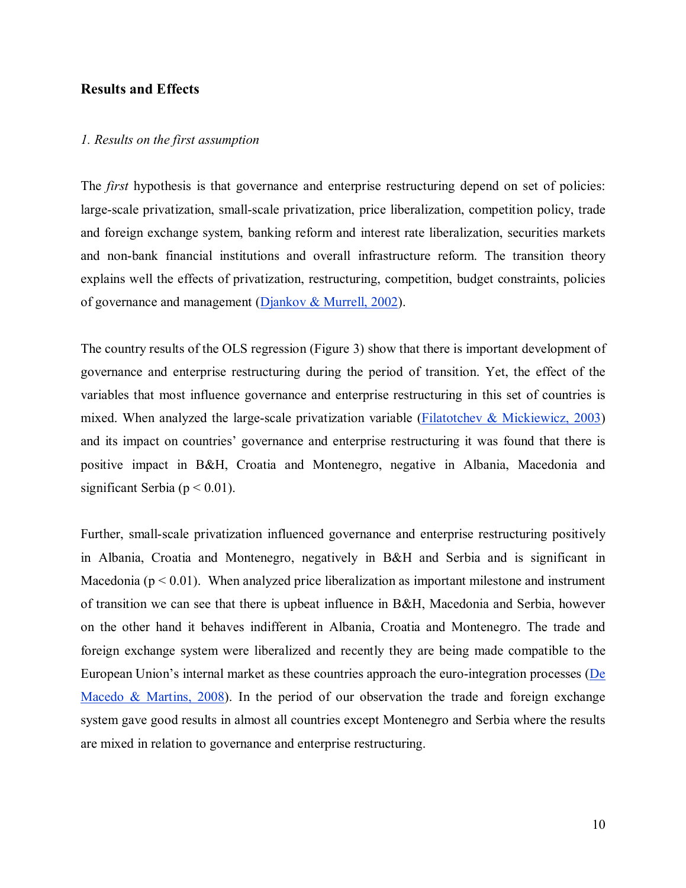## Results and Effects

### *1. Results on the first assumption*

The *first* hypothesis is that governance and enterprise restructuring depend on set of policies: large-scale privatization, small-scale privatization, price liberalization, competition policy, trade and foreign exchange system, banking reform and interest rate liberalization, securities markets and non-bank financial institutions and overall infrastructure reform. The transition theory explains well the effects of privatization, restructuring, competition, budget constraints, policies of governance and management (Djankov & Murrell, 2002).

The country results of the OLS regression (Figure 3) show that there is important development of governance and enterprise restructuring during the period of transition. Yet, the effect of the variables that most influence governance and enterprise restructuring in this set of countries is mixed. When analyzed the large-scale privatization variable (Filatotchev & Mickiewicz, 2003) and its impact on countries' governance and enterprise restructuring it was found that there is positive impact in B&H, Croatia and Montenegro, negative in Albania, Macedonia and significant Serbia ($p < 0.01$).

Further, small-scale privatization influenced governance and enterprise restructuring positively in Albania, Croatia and Montenegro, negatively in B&H and Serbia and is significant in Macedonia ($p < 0.01$). When analyzed price liberalization as important milestone and instrument of transition we can see that there is upbeat influence in B&H, Macedonia and Serbia, however on the other hand it behaves indifferent in Albania, Croatia and Montenegro. The trade and foreign exchange system were liberalized and recently they are being made compatible to the European Union's internal market as these countries approach the euro-integration processes (De Macedo & Martins, 2008). In the period of our observation the trade and foreign exchange system gave good results in almost all countries except Montenegro and Serbia where the results are mixed in relation to governance and enterprise restructuring.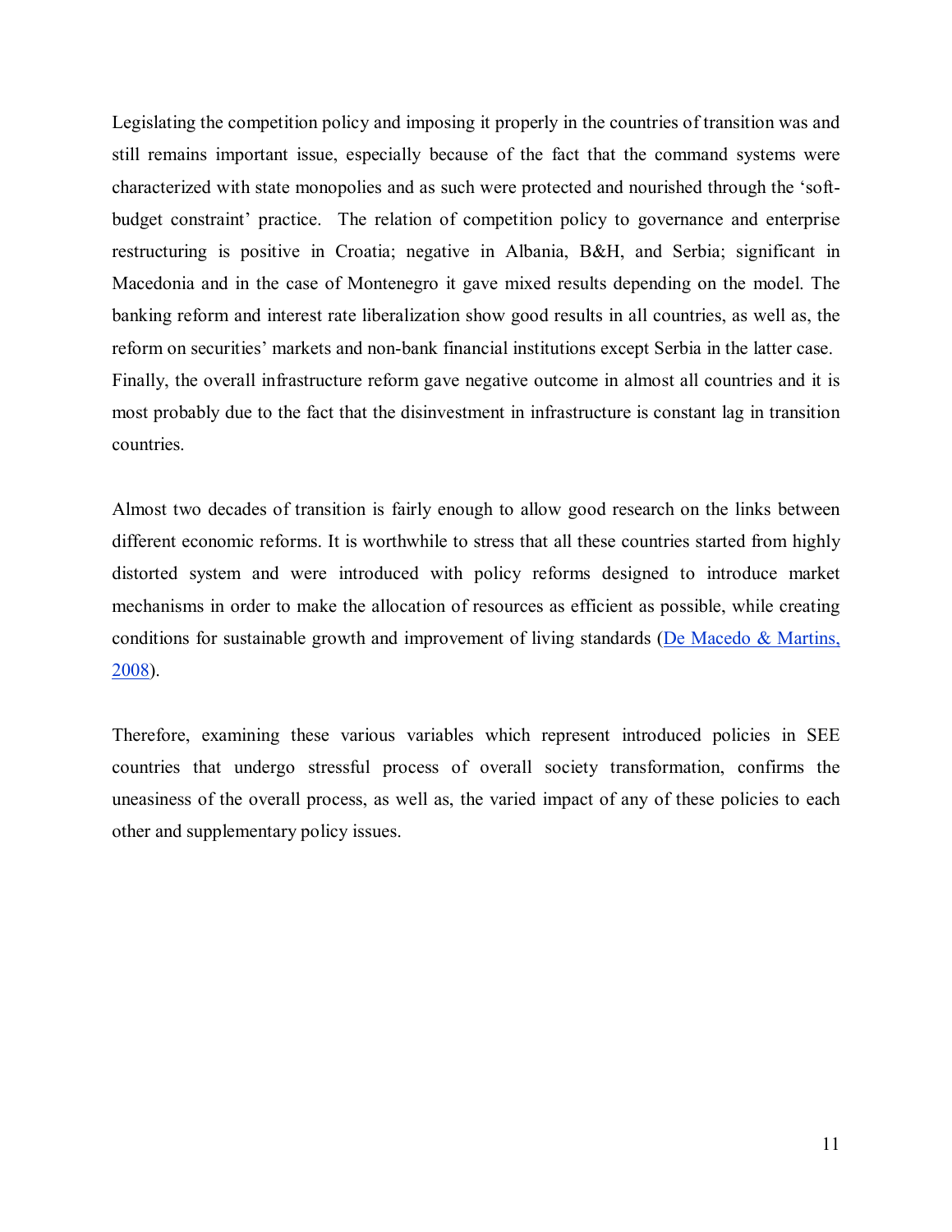Legislating the competition policy and imposing it properly in the countries of transition was and still remains important issue, especially because of the fact that the command systems were characterized with state monopolies and as such were protected and nourished through the 'soft-budget constraint' practice. The relation of competition policy to governance and enterprise restructuring is positive in Croatia; negative in Albania, B&H, and Serbia; significant in Macedonia and in the case of Montenegro it gave mixed results depending on the model. The banking reform and interest rate liberalization show good results in all countries, as well as, the reform on securities' markets and non-bank financial institutions except Serbia in the latter case. Finally, the overall infrastructure reform gave negative outcome in almost all countries and it is most probably due to the fact that the disinvestment in infrastructure is constant lag in transition countries.

Almost two decades of transition is fairly enough to allow good research on the links between different economic reforms. It is worthwhile to stress that all these countries started from highly distorted system and were introduced with policy reforms designed to introduce market mechanisms in order to make the allocation of resources as efficient as possible, while creating conditions for sustainable growth and improvement of living standards (De Macedo & Martins, 2008).

Therefore, examining these various variables which represent introduced policies in SEE countries that undergo stressful process of overall society transformation, confirms the uneasiness of the overall process, as well as, the varied impact of any of these policies to each other and supplementary policy issues.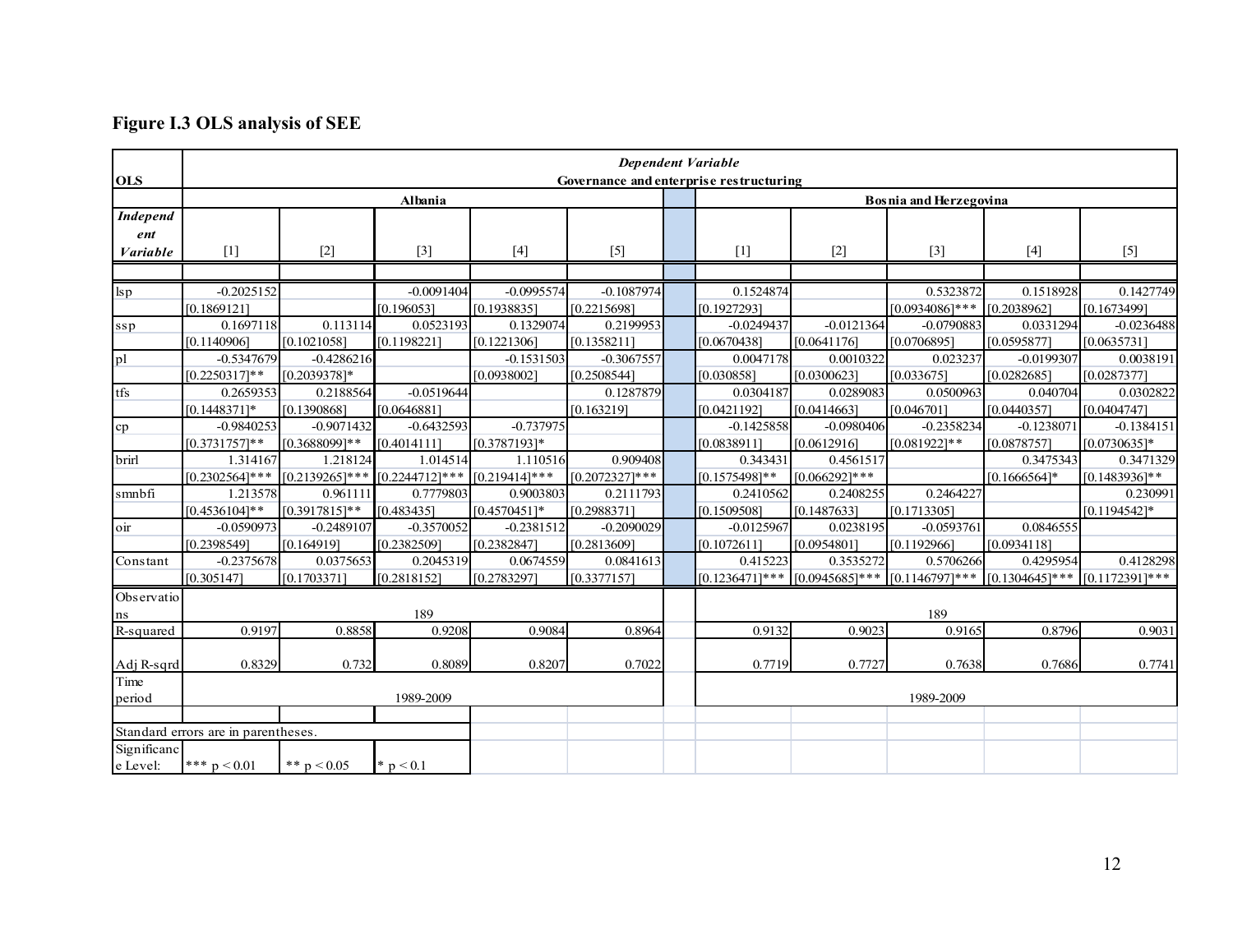# Figure I.3 OLS analysis of SEE

| OLS | Dependent Variable Governance and enterprise restructuring | | | | | | | | | |
|---|---|---|---|---|---|---|---|---|---|---|
| | Albania | | | | | Bosnia and Herzegovina | | | | |
| *Independent Variable* | [1] | [2] | [3] | [4] | [5] | [1] | [2] | [3] | [4] | [5] |
| lsp | -0.2025152 | | -0.0091404 | -0.0995574 | -0.1087974 | 0.1524874 | | 0.5323872 | 0.1518928 | 0.1427749 |
| | [0.1869121] | | [0.196053] | [0.1938835] | [0.2215698] | [0.1927293] | | [0.0934086]*** | [0.2038962] | [0.1673499] |
| ssp | 0.1697118 | 0.113114 | 0.0523193 | 0.1329074 | 0.2199953 | -0.0249437 | -0.0121364 | -0.0790883 | 0.0331294 | -0.0236488 |
| | [0.1140906] | [0.1021058] | [0.1198221] | [0.1221306] | [0.1358211] | [0.0670438] | [0.0641176] | [0.0706895] | [0.0595877] | [0.0635731] |
| pl | -0.5347679 | -0.4286216 | | -0.1531503 | -0.3067557 | 0.0047178 | 0.0010322 | 0.023237 | -0.0199307 | 0.0038191 |
| | [0.2250317]** | [0.2039378]* | | [0.0938002] | [0.2508544] | [0.030858] | [0.0300623] | [0.033675] | [0.0282685] | [0.0287377] |
| tfs | 0.2659353 | 0.2188564 | -0.0519644 | | 0.1287879 | 0.0304187 | 0.0289083 | 0.0500963 | 0.040704 | 0.0302822 |
| | [0.1448371]* | [0.1390868] | [0.0646881] | | [0.163219] | [0.0421192] | [0.0414663] | [0.046701] | [0.0440357] | [0.0404747] |
| cp | -0.9840253 | -0.9071432 | -0.6432593 | -0.737975 | | -0.1425858 | -0.0980406 | -0.2358234 | -0.1238071 | -0.1384151 |
| | [0.3731757]** | [0.3688099]** | [0.4014111] | [0.3787193]* | | [0.0838911] | [0.0612916] | [0.081922]** | [0.0878757] | [0.0730635]* |
| brirl | 1.314167 | 1.218124 | 1.014514 | 1.110516 | 0.909408 | 0.343431 | 0.4561517 | | 0.3475343 | 0.3471329 |
| | [0.2302564]*** | [0.2139265]*** | [0.2244712]*** | [0.219414]*** | [0.2072327]*** | [0.1575498]** | [0.066292]*** | | [0.1666564]* | [0.1483936]** |
| smnbfi | 1.213578 | 0.961111 | 0.7779803 | 0.9003803 | 0.2111793 | 0.2410562 | 0.2408255 | 0.2464227 | | 0.230991 |
| | [0.4536104]** | [0.3917815]** | [0.483435] | [0.4570451]* | [0.2988371] | [0.1509508] | [0.1487633] | [0.1713305] | | [0.1194542]* |
| oir | -0.0590973 | -0.2489107 | -0.3570052 | -0.2381512 | -0.2090029 | -0.0125967 | 0.0238195 | -0.0593761 | 0.0846555 | |
| | [0.2398549] | [0.164919] | [0.2382509] | [0.2382847] | [0.2813609] | [0.1072611] | [0.0954801] | [0.1192966] | [0.0934118] | |
| Constant | -0.2375678 | 0.0375653 | 0.2045319 | 0.0674559 | 0.0841613 | 0.415223 | 0.3535272 | 0.5706266 | 0.4295954 | 0.4128298 |
| | [0.305147] | [0.1703371] | [0.2818152] | [0.2783297] | [0.3377157] | [0.1236471]*** | [0.0945685]*** | [0.1146797]*** | [0.1304645]*** | [0.1172391]*** |
| Observations | 189 | | | | | 189 | | | | |
| R-squared | 0.9197 | 0.8858 | 0.9208 | 0.9084 | 0.8964 | 0.9132 | 0.9023 | 0.9165 | 0.8796 | 0.9031 |
| Adj R-sqrd | 0.8329 | 0.732 | 0.8089 | 0.8207 | 0.7022 | 0.7719 | 0.7727 | 0.7638 | 0.7686 | 0.7741 |
| Time period | 1989-2009 | | | | | 1989-2009 | | | | |

Standard errors are in parentheses.

Significance Level: *** p < 0.01 ** p < 0.05 * p < 0.1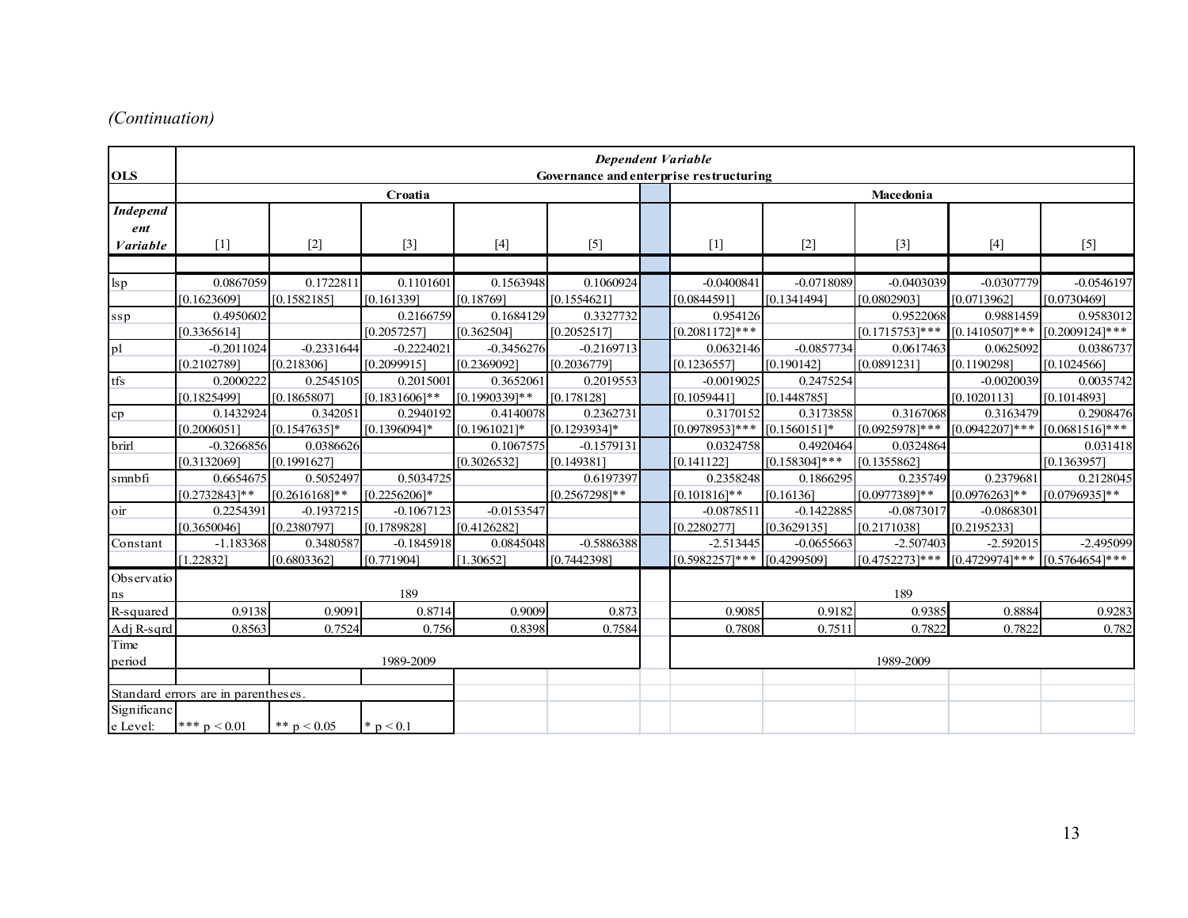*(Continuation)*

| OLS | Dependent Variable<br>Governance and enterprise restructuring | | | | | | | | | |
|---|---|---|---|---|---|---|---|---|---|---|
| | Croatia | | | | | Macedonia | | | | |
| ***Independent Variable*** | [1] | [2] | [3] | [4] | [5] | [1] | [2] | [3] | [4] | [5] |
| lsp | 0.0867059 | 0.1722811 | 0.1101601 | 0.1563948 | 0.1060924 | -0.0400841 | -0.0718089 | -0.0403039 | -0.0307779 | -0.0546197 |
| | [0.1623609] | [0.1582185] | [0.161339] | [0.18769] | [0.1554621] | [0.0844591] | [0.1341494] | [0.0802903] | [0.0713962] | [0.0730469] |
| ssp | 0.4950602 | | 0.2166759 | 0.1684129 | 0.3327732 | 0.954126 | | 0.9522068 | 0.9881459 | 0.9583012 |
| | [0.3365614] | | [0.2057257] | [0.362504] | [0.2052517] | [0.2081172]*** | | [0.1715753]*** | [0.1410507]*** | [0.2009124]*** |
| pl | -0.2011024 | -0.2331644 | -0.2224021 | -0.3456276 | -0.2169713 | 0.0632146 | -0.0857734 | 0.0617463 | 0.0625092 | 0.0386737 |
| | [0.2102789] | [0.218306] | [0.2099915] | [0.2369092] | [0.2036779] | [0.1236557] | [0.190142] | [0.0891231] | [0.1190298] | [0.1024566] |
| tfs | 0.2000222 | 0.2545105 | 0.2015001 | 0.3652061 | 0.2019553 | -0.0019025 | 0.2475254 | | -0.0020039 | 0.0035742 |
| | [0.1825499] | [0.1865807] | [0.1831606]** | [0.1990339]** | [0.178128] | [0.1059441] | [0.1448785] | | [0.1020113] | [0.1014893] |
| cp | 0.1432924 | 0.342051 | 0.2940192 | 0.4140078 | 0.2362731 | 0.3170152 | 0.3173858 | 0.3167068 | 0.3163479 | 0.2908476 |
| | [0.2006051] | [0.1547635]* | [0.1396094]* | [0.1961021]* | [0.1293934]* | [0.0978953]*** | [0.1560151]* | [0.0925978]*** | [0.0942207]*** | [0.0681516]*** |
| brirl | -0.3266856 | 0.0386626 | | 0.1067575 | -0.1579131 | 0.0324758 | 0.4920464 | 0.0324864 | | 0.031418 |
| | [0.3132069] | [0.1991627] | | [0.3026532] | [0.149381] | [0.141122] | [0.158304]*** | [0.1355862] | | [0.1363957] |
| smnbfi | 0.6654675 | 0.5052497 | 0.5034725 | | 0.6197397 | 0.2358248 | 0.1866295 | 0.235749 | 0.2379681 | 0.2128045 |
| | [0.2732843]** | [0.2616168]** | [0.2256206]* | | [0.2567298]** | [0.101816]** | [0.16136] | [0.0977389]** | [0.0976263]** | [0.0796935]** |
| oir | 0.2254391 | -0.1937215 | -0.1067123 | -0.0153547 | | -0.0878511 | -0.1422885 | -0.0873017 | -0.0868301 | |
| | [0.3650046] | [0.2380797] | [0.1789828] | [0.4126282] | | [0.2280277] | [0.3629135] | [0.2171038] | [0.2195233] | |
| Constant | -1.183368 | 0.3480587 | -0.1845918 | 0.0845048 | -0.5886388 | -2.513445 | -0.0655663 | -2.507403 | -2.592015 | -2.495099 |
| | [1.22832] | [0.6803362] | [0.771904] | [1.30652] | [0.7442398] | [0.5982257]*** | [0.4299509] | [0.4752273]*** | [0.4729974]*** | [0.5764654]*** |
| Observations | 189 | | | | | 189 | | | | |
| R-squared | 0.9138 | 0.9091 | 0.8714 | 0.9009 | 0.873 | 0.9085 | 0.9182 | 0.9385 | 0.8884 | 0.9283 |
| Adj R-sqrd | 0.8563 | 0.7524 | 0.756 | 0.8398 | 0.7584 | 0.7808 | 0.7511 | 0.7822 | 0.7822 | 0.782 |
| Time period | 1989-2009 | | | | | 1989-2009 | | | | |

Standard errors are in parentheses.

Significance Level: *** p < 0.01 &nbsp;&nbsp; ** p < 0.05 &nbsp;&nbsp; * p < 0.1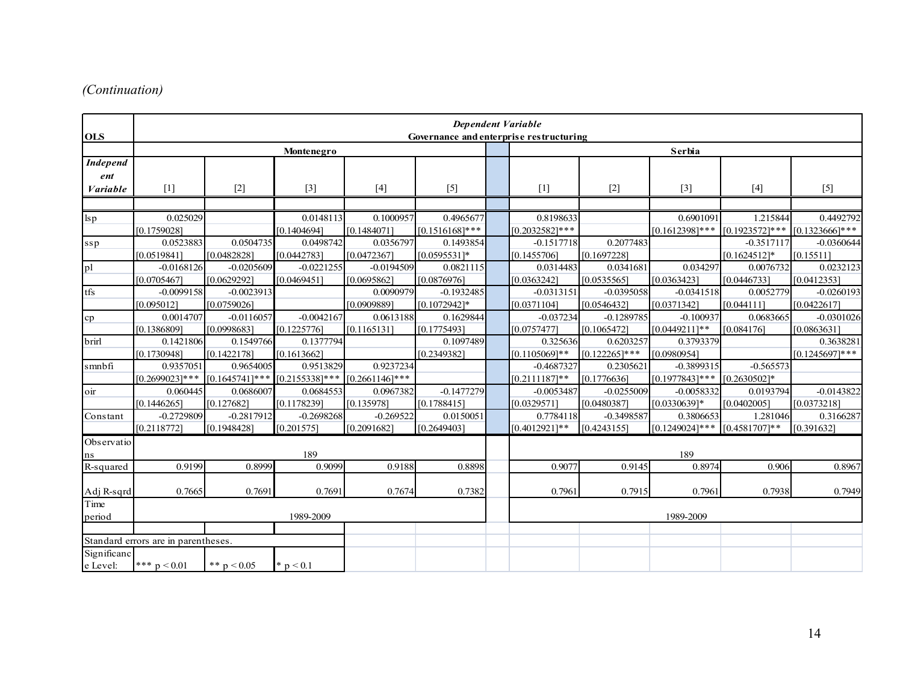*(Continuation)*

| OLS | Dependent Variable Governance and enterprise restructuring | | | | | | | | | | |
|---|---|---|---|---|---|---|---|---|---|---|---|
| | Montenegro | | | | | | Serbia | | | | |
| *Independent Variable* | [1] | [2] | [3] | [4] | [5] | | [1] | [2] | [3] | [4] | [5] |
| lsp | 0.025029 | | 0.0148113 | 0.1000957 | 0.4965677 | | 0.8198633 | | 0.6901091 | 1.215844 | 0.4492792 |
| | [0.1759028] | | [0.1404694] | [0.1484071] | [0.1516168]*** | | [0.2032582]*** | | [0.1612398]*** | [0.1923572]*** | [0.1323666]*** |
| ssp | 0.0523883 | 0.0504735 | 0.0498742 | 0.0356797 | 0.1493854 | | -0.1517718 | 0.2077483 | | -0.3517117 | -0.0360644 |
| | [0.0519841] | [0.0482828] | [0.0442783] | [0.0472367] | [0.0595531]* | | [0.1455706] | [0.1697228] | | [0.1624512]* | [0.15511] |
| pl | -0.0168126 | -0.0205609 | -0.0221255 | -0.0194509 | 0.0821115 | | 0.0314483 | 0.0341681 | 0.034297 | 0.0076732 | 0.0232123 |
| | [0.0705467] | [0.0629292] | [0.0469451] | [0.0695862] | [0.0876976] | | [0.0363242] | [0.0535565] | [0.0363423] | [0.0446733] | [0.0412353] |
| tfs | -0.0099158 | -0.0023913 | | 0.0090979 | -0.1932485 | | -0.0313151 | -0.0395058 | -0.0341518 | 0.0052779 | -0.0260193 |
| | [0.095012] | [0.0759026] | | [0.0909889] | [0.1072942]* | | [0.0371104] | [0.0546432] | [0.0371342] | [0.044111] | [0.0422617] |
| cp | 0.0014707 | -0.0116057 | -0.0042167 | 0.0613188 | 0.1629844 | | -0.037234 | -0.1289785 | -0.100937 | 0.0683665 | -0.0301026 |
| | [0.1386809] | [0.0998683] | [0.1225776] | [0.1165131] | [0.1775493] | | [0.0757477] | [0.1065472] | [0.0449211]** | [0.084176] | [0.0863631] |
| brirl | 0.1421806 | 0.1549766 | 0.1377794 | | 0.1097489 | | 0.325636 | 0.6203257 | 0.3793379 | | 0.3638281 |
| | [0.1730948] | [0.1422178] | [0.1613662] | | [0.2349382] | | [0.1105069]** | [0.122265]*** | [0.0980954] | | [0.1245697]*** |
| smnbfi | 0.9357051 | 0.9654005 | 0.9513829 | 0.9237234 | | | -0.4687327 | 0.2305621 | -0.3899315 | -0.565573 | |
| | [0.2699023]*** | [0.1645741]*** | [0.2155338]*** | [0.2661146]*** | | | [0.2111187]** | [0.1776636] | [0.1977843]*** | [0.2630502]* | |
| oir | 0.060445 | 0.0686007 | 0.0684553 | 0.0967382 | -0.1477279 | | -0.0053487 | -0.0255009 | -0.0058332 | 0.0193794 | -0.0143822 |
| | [0.1446265] | [0.127682] | [0.1178239] | [0.135978] | [0.1788415] | | [0.0329571] | [0.0480387] | [0.0330639]* | [0.0402005] | [0.0373218] |
| Constant | -0.2729809 | -0.2817912 | -0.2698268 | -0.269522 | 0.0150051 | | 0.7784118 | -0.3498587 | 0.3806653 | 1.281046 | 0.3166287 |
| | [0.2118772] | [0.1948428] | [0.201575] | [0.2091682] | [0.2649403] | | [0.4012921]** | [0.4243155] | [0.1249024]*** | [0.4581707]** | [0.391632] |
| Observations | 189 | | | | | | 189 | | | | |
| R-squared | 0.9199 | 0.8999 | 0.9099 | 0.9188 | 0.8898 | | 0.9077 | 0.9145 | 0.8974 | 0.906 | 0.8967 |
| Adj R-sqrd | 0.7665 | 0.7691 | 0.7691 | 0.7674 | 0.7382 | | 0.7961 | 0.7915 | 0.7961 | 0.7938 | 0.7949 |
| Time period | 1989-2009 | | | | | | 1989-2009 | | | | |

Standard errors are in parentheses.

Significance Level: *** p < 0.01 ** p < 0.05 * p < 0.1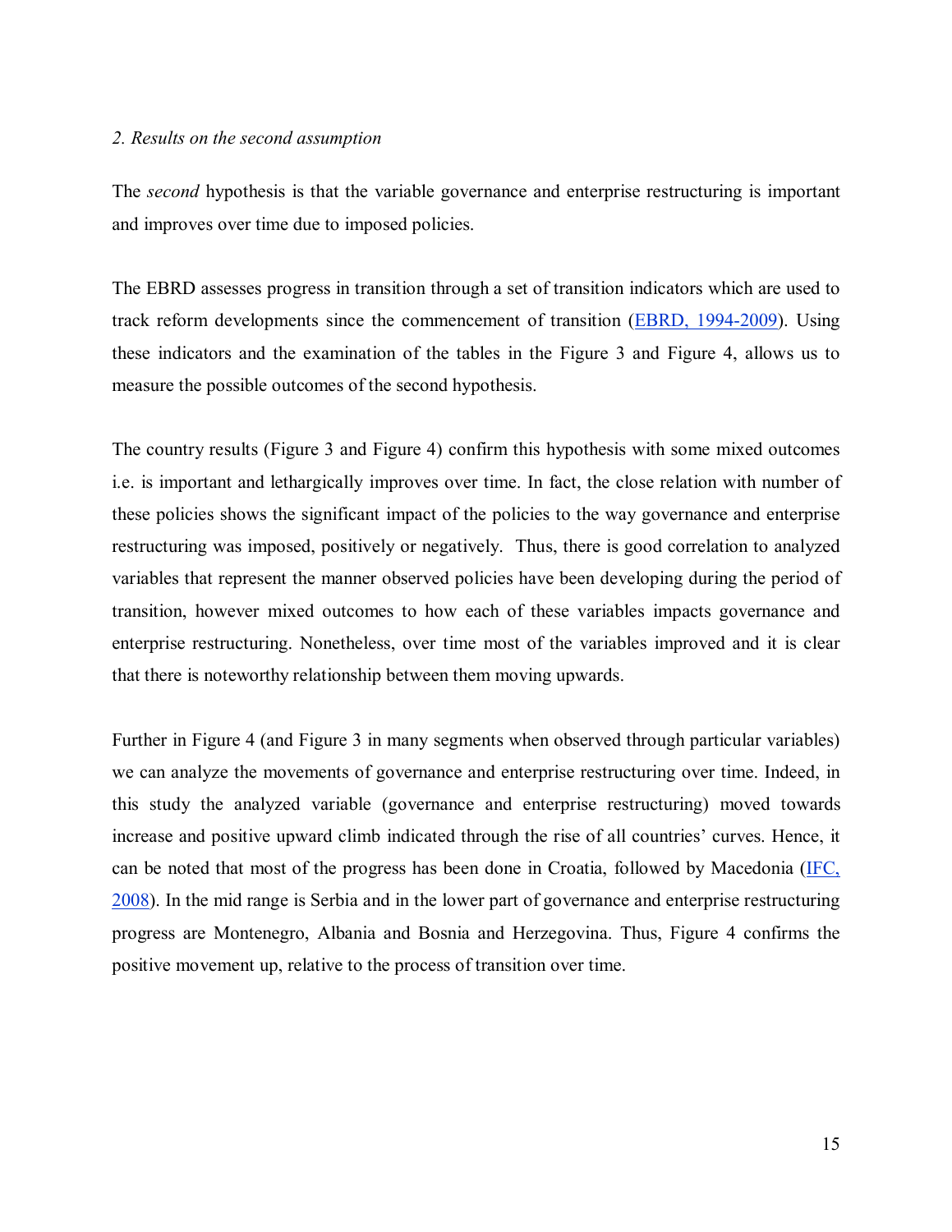*2. Results on the second assumption*

The *second* hypothesis is that the variable governance and enterprise restructuring is important and improves over time due to imposed policies.

The EBRD assesses progress in transition through a set of transition indicators which are used to track reform developments since the commencement of transition (EBRD, 1994-2009). Using these indicators and the examination of the tables in the Figure 3 and Figure 4, allows us to measure the possible outcomes of the second hypothesis.

The country results (Figure 3 and Figure 4) confirm this hypothesis with some mixed outcomes i.e. is important and lethargically improves over time. In fact, the close relation with number of these policies shows the significant impact of the policies to the way governance and enterprise restructuring was imposed, positively or negatively. Thus, there is good correlation to analyzed variables that represent the manner observed policies have been developing during the period of transition, however mixed outcomes to how each of these variables impacts governance and enterprise restructuring. Nonetheless, over time most of the variables improved and it is clear that there is noteworthy relationship between them moving upwards.

Further in Figure 4 (and Figure 3 in many segments when observed through particular variables) we can analyze the movements of governance and enterprise restructuring over time. Indeed, in this study the analyzed variable (governance and enterprise restructuring) moved towards increase and positive upward climb indicated through the rise of all countries' curves. Hence, it can be noted that most of the progress has been done in Croatia, followed by Macedonia (IFC, 2008). In the mid range is Serbia and in the lower part of governance and enterprise restructuring progress are Montenegro, Albania and Bosnia and Herzegovina. Thus, Figure 4 confirms the positive movement up, relative to the process of transition over time.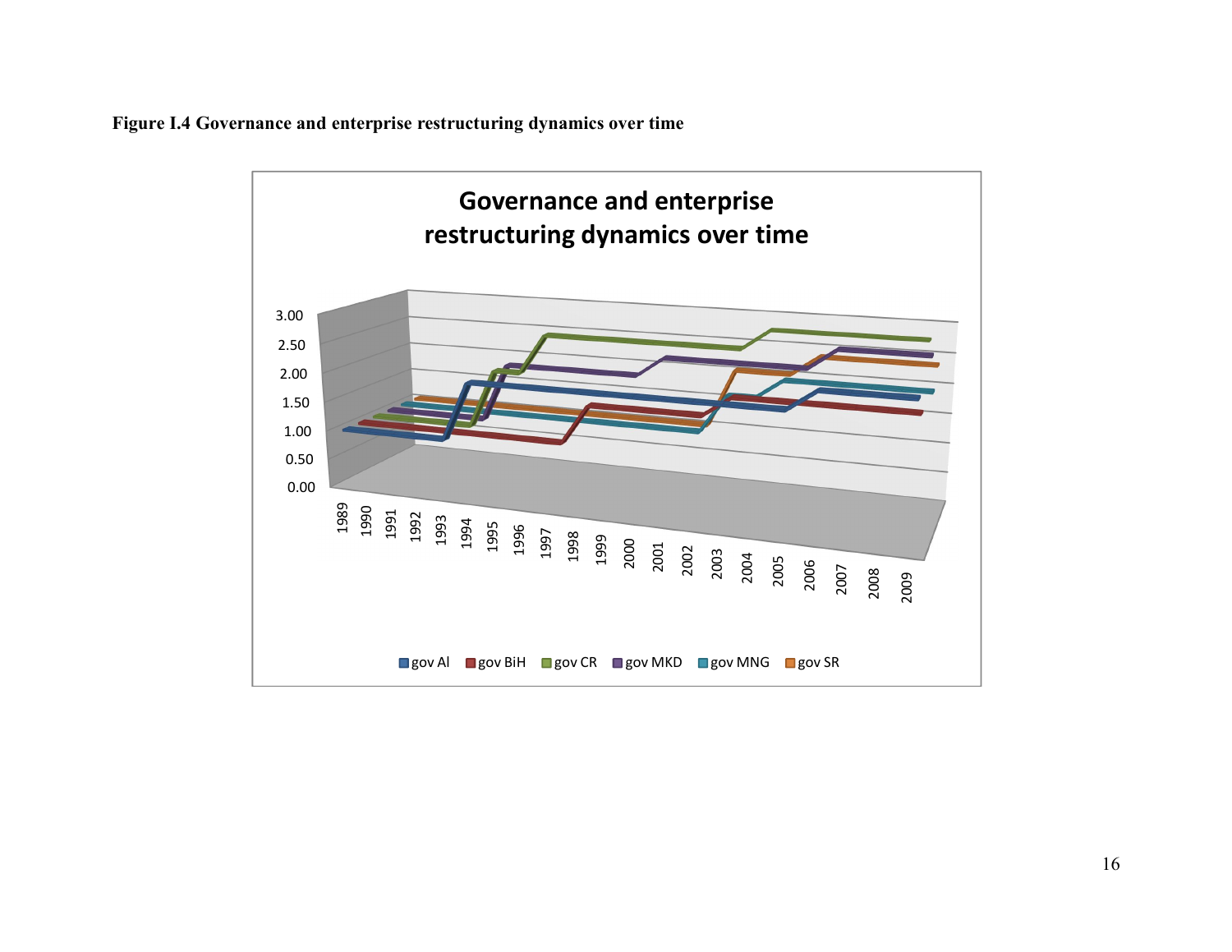**Figure I.4 Governance and enterprise restructuring dynamics over time**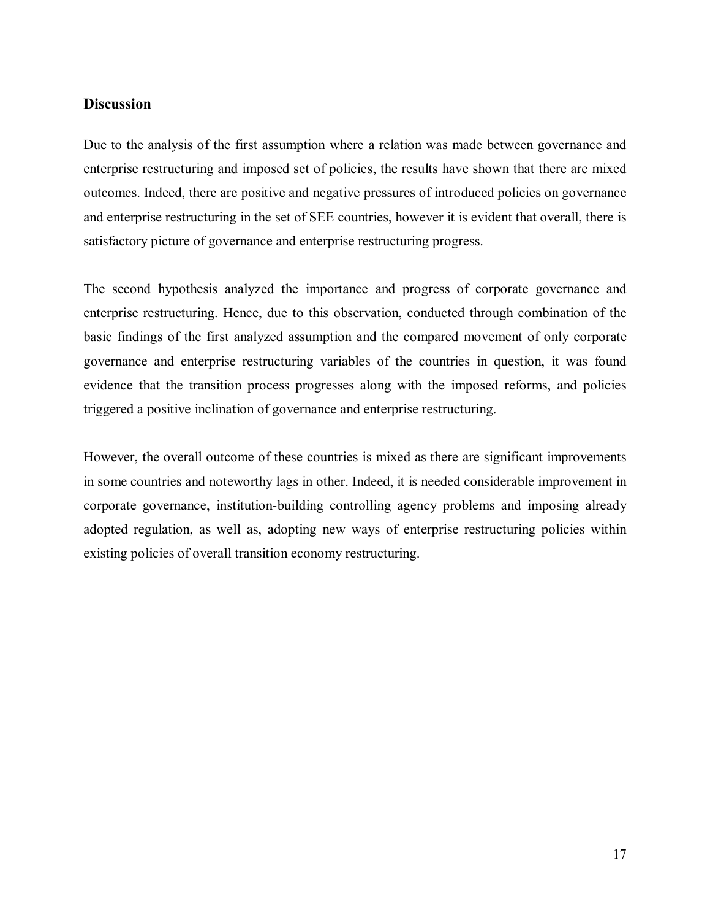## Discussion

Due to the analysis of the first assumption where a relation was made between governance and enterprise restructuring and imposed set of policies, the results have shown that there are mixed outcomes. Indeed, there are positive and negative pressures of introduced policies on governance and enterprise restructuring in the set of SEE countries, however it is evident that overall, there is satisfactory picture of governance and enterprise restructuring progress.

The second hypothesis analyzed the importance and progress of corporate governance and enterprise restructuring. Hence, due to this observation, conducted through combination of the basic findings of the first analyzed assumption and the compared movement of only corporate governance and enterprise restructuring variables of the countries in question, it was found evidence that the transition process progresses along with the imposed reforms, and policies triggered a positive inclination of governance and enterprise restructuring.

However, the overall outcome of these countries is mixed as there are significant improvements in some countries and noteworthy lags in other. Indeed, it is needed considerable improvement in corporate governance, institution-building controlling agency problems and imposing already adopted regulation, as well as, adopting new ways of enterprise restructuring policies within existing policies of overall transition economy restructuring.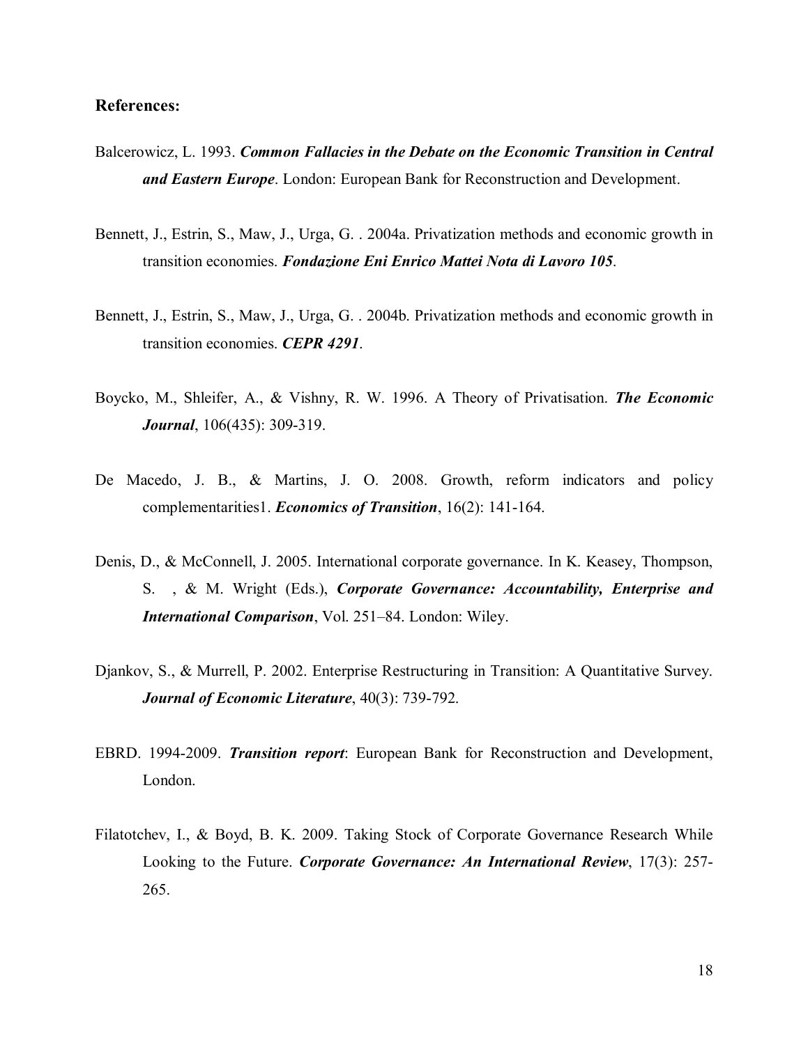**References:**

Balcerowicz, L. 1993. ***Common Fallacies in the Debate on the Economic Transition in Central and Eastern Europe***. London: European Bank for Reconstruction and Development.

Bennett, J., Estrin, S., Maw, J., Urga, G. . 2004a. Privatization methods and economic growth in transition economies. ***Fondazione Eni Enrico Mattei Nota di Lavoro 105***.

Bennett, J., Estrin, S., Maw, J., Urga, G. . 2004b. Privatization methods and economic growth in transition economies. ***CEPR 4291***.

Boycko, M., Shleifer, A., & Vishny, R. W. 1996. A Theory of Privatisation. ***The Economic Journal***, 106(435): 309-319.

De Macedo, J. B., & Martins, J. O. 2008. Growth, reform indicators and policy complementarities1. ***Economics of Transition***, 16(2): 141-164.

Denis, D., & McConnell, J. 2005. International corporate governance. In K. Keasey, Thompson, S. , & M. Wright (Eds.), ***Corporate Governance: Accountability, Enterprise and International Comparison***, Vol. 251–84. London: Wiley.

Djankov, S., & Murrell, P. 2002. Enterprise Restructuring in Transition: A Quantitative Survey. ***Journal of Economic Literature***, 40(3): 739-792.

EBRD. 1994-2009. ***Transition report***: European Bank for Reconstruction and Development, London.

Filatotchev, I., & Boyd, B. K. 2009. Taking Stock of Corporate Governance Research While Looking to the Future. ***Corporate Governance: An International Review***, 17(3): 257-265.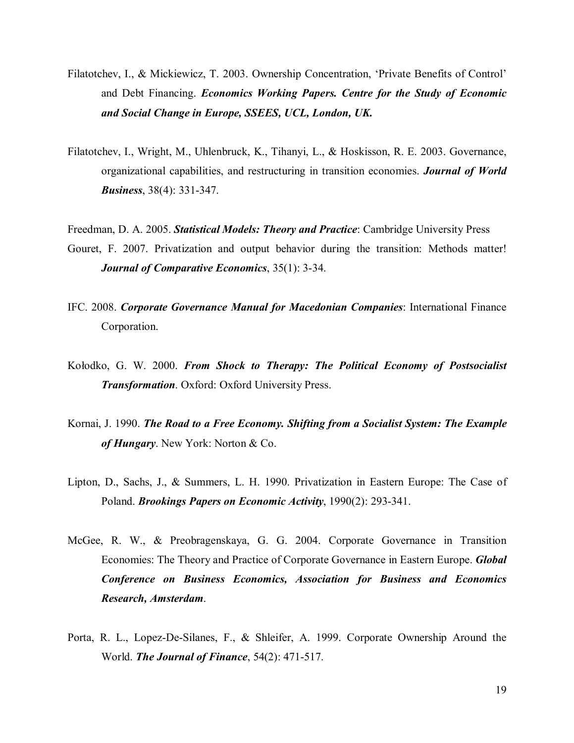Filatotchev, I., & Mickiewicz, T. 2003. Ownership Concentration, 'Private Benefits of Control' and Debt Financing. ***Economics Working Papers. Centre for the Study of Economic and Social Change in Europe, SSEES, UCL, London, UK.***

Filatotchev, I., Wright, M., Uhlenbruck, K., Tihanyi, L., & Hoskisson, R. E. 2003. Governance, organizational capabilities, and restructuring in transition economies. ***Journal of World Business***, 38(4): 331-347.

Freedman, D. A. 2005. ***Statistical Models: Theory and Practice***: Cambridge University Press

Gouret, F. 2007. Privatization and output behavior during the transition: Methods matter! ***Journal of Comparative Economics***, 35(1): 3-34.

IFC. 2008. ***Corporate Governance Manual for Macedonian Companies***: International Finance Corporation.

Kołodko, G. W. 2000. ***From Shock to Therapy: The Political Economy of Postsocialist Transformation***. Oxford: Oxford University Press.

Kornai, J. 1990. ***The Road to a Free Economy. Shifting from a Socialist System: The Example of Hungary***. New York: Norton & Co.

Lipton, D., Sachs, J., & Summers, L. H. 1990. Privatization in Eastern Europe: The Case of Poland. ***Brookings Papers on Economic Activity***, 1990(2): 293-341.

McGee, R. W., & Preobragenskaya, G. G. 2004. Corporate Governance in Transition Economies: The Theory and Practice of Corporate Governance in Eastern Europe. ***Global Conference on Business Economics, Association for Business and Economics Research, Amsterdam***.

Porta, R. L., Lopez-De-Silanes, F., & Shleifer, A. 1999. Corporate Ownership Around the World. ***The Journal of Finance***, 54(2): 471-517.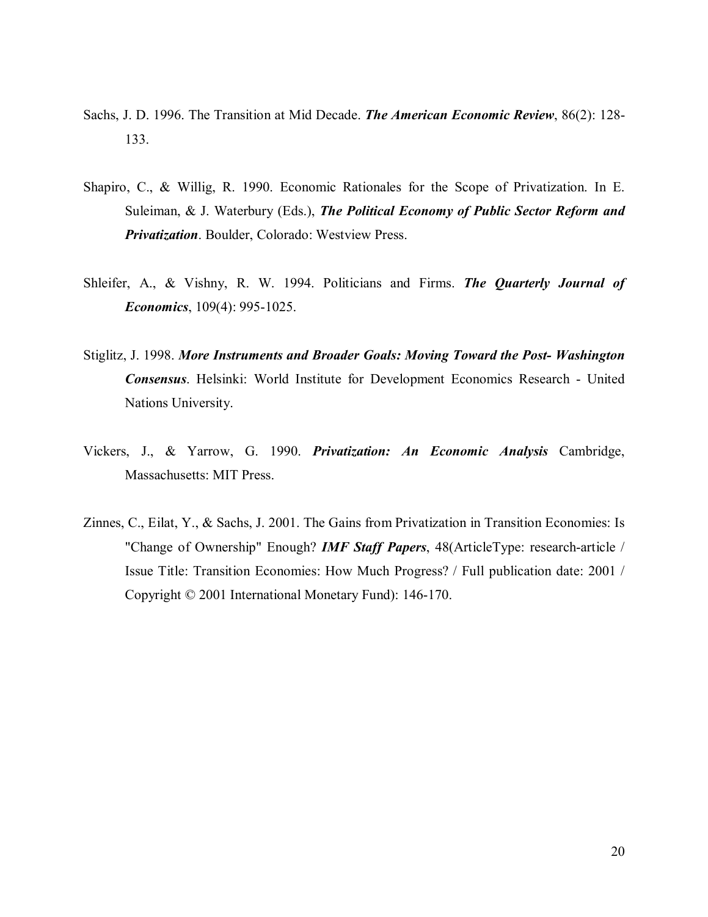Sachs, J. D. 1996. The Transition at Mid Decade. ***The American Economic Review***, 86(2): 128-133.

Shapiro, C., & Willig, R. 1990. Economic Rationales for the Scope of Privatization. In E. Suleiman, & J. Waterbury (Eds.), ***The Political Economy of Public Sector Reform and Privatization***. Boulder, Colorado: Westview Press.

Shleifer, A., & Vishny, R. W. 1994. Politicians and Firms. ***The Quarterly Journal of Economics***, 109(4): 995-1025.

Stiglitz, J. 1998. ***More Instruments and Broader Goals: Moving Toward the Post- Washington Consensus***. Helsinki: World Institute for Development Economics Research - United Nations University.

Vickers, J., & Yarrow, G. 1990. ***Privatization: An Economic Analysis*** Cambridge, Massachusetts: MIT Press.

Zinnes, C., Eilat, Y., & Sachs, J. 2001. The Gains from Privatization in Transition Economies: Is "Change of Ownership" Enough? ***IMF Staff Papers***, 48(ArticleType: research-article / Issue Title: Transition Economies: How Much Progress? / Full publication date: 2001 / Copyright © 2001 International Monetary Fund): 146-170.